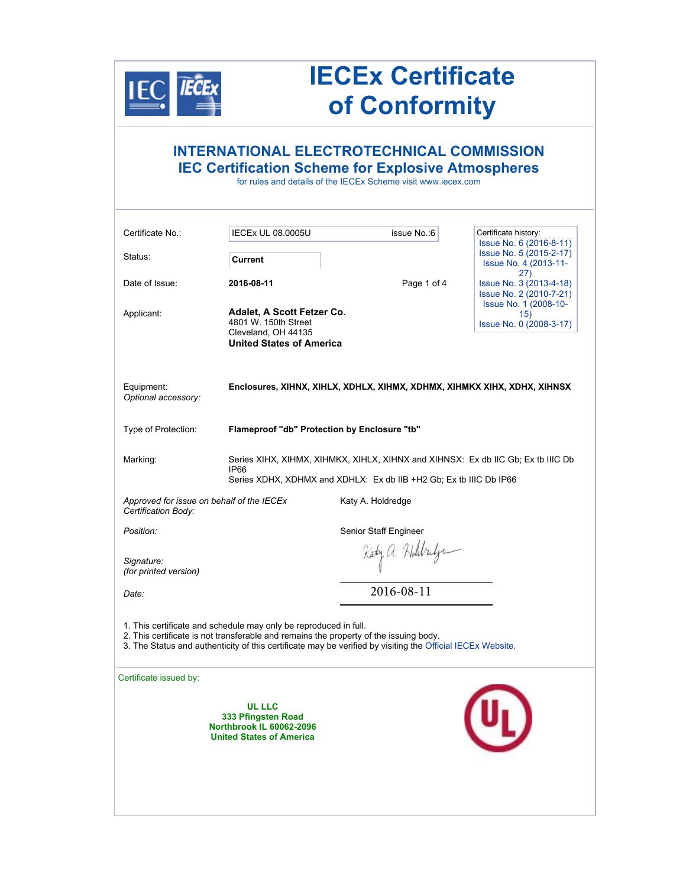# IECEx Certificate of Conformity

## INTERNATIONAL ELECTROTECHNICAL COMMISSION
## IEC Certification Scheme for Explosive Atmospheres

for rules and details of the IECEx Scheme visit www.iecex.com

| | | |
|---|---|---|
| Certificate No.: | IECEx UL 08.0005U | issue No.:6 |
| Status: | **Current** | |
| Date of Issue: | **2016-08-11** | |
| Applicant: | **Adalet, A Scott Fetzer Co.**<br>4801 W. 150th Street<br>Cleveland, OH 44135<br>**United States of America** | |

Certificate history:
- Issue No. 6 (2016-8-11)
- Issue No. 5 (2015-2-17)
- Issue No. 4 (2013-11-27)
- Issue No. 3 (2013-4-18)
- Issue No. 2 (2010-7-21)
- Issue No. 1 (2008-10-15)
- Issue No. 0 (2008-3-17)

Equipment: **Enclosures, XIHNX, XIHLX, XDHLX, XIHMX, XDHMX, XIHMKX XIHX, XDHX, XIHNSX**

*Optional accessory:*

Type of Protection: **Flameproof "db" Protection by Enclosure "tb"**

Marking:
Series XIHX, XIHMX, XIHMKX, XIHLX, XIHNX and XIHNSX: Ex db IIC Gb; Ex tb IIIC Db IP66
Series XDHX, XDHMX and XDHLX: Ex db IIB +H2 Gb; Ex tb IIIC Db IP66

*Approved for issue on behalf of the IECEx Certification Body:* Katy A. Holdredge

*Position:* Senior Staff Engineer

*Signature: (for printed version)*

*Date:* 2016-08-11

1. This certificate and schedule may only be reproduced in full.
2. This certificate is not transferable and remains the property of the issuing body.
3. The Status and authenticity of this certificate may be verified by visiting the Official IECEx Website.

Certificate issued by:

**UL LLC**
**333 Pfingsten Road**
**Northbrook IL 60062-2096**
**United States of America**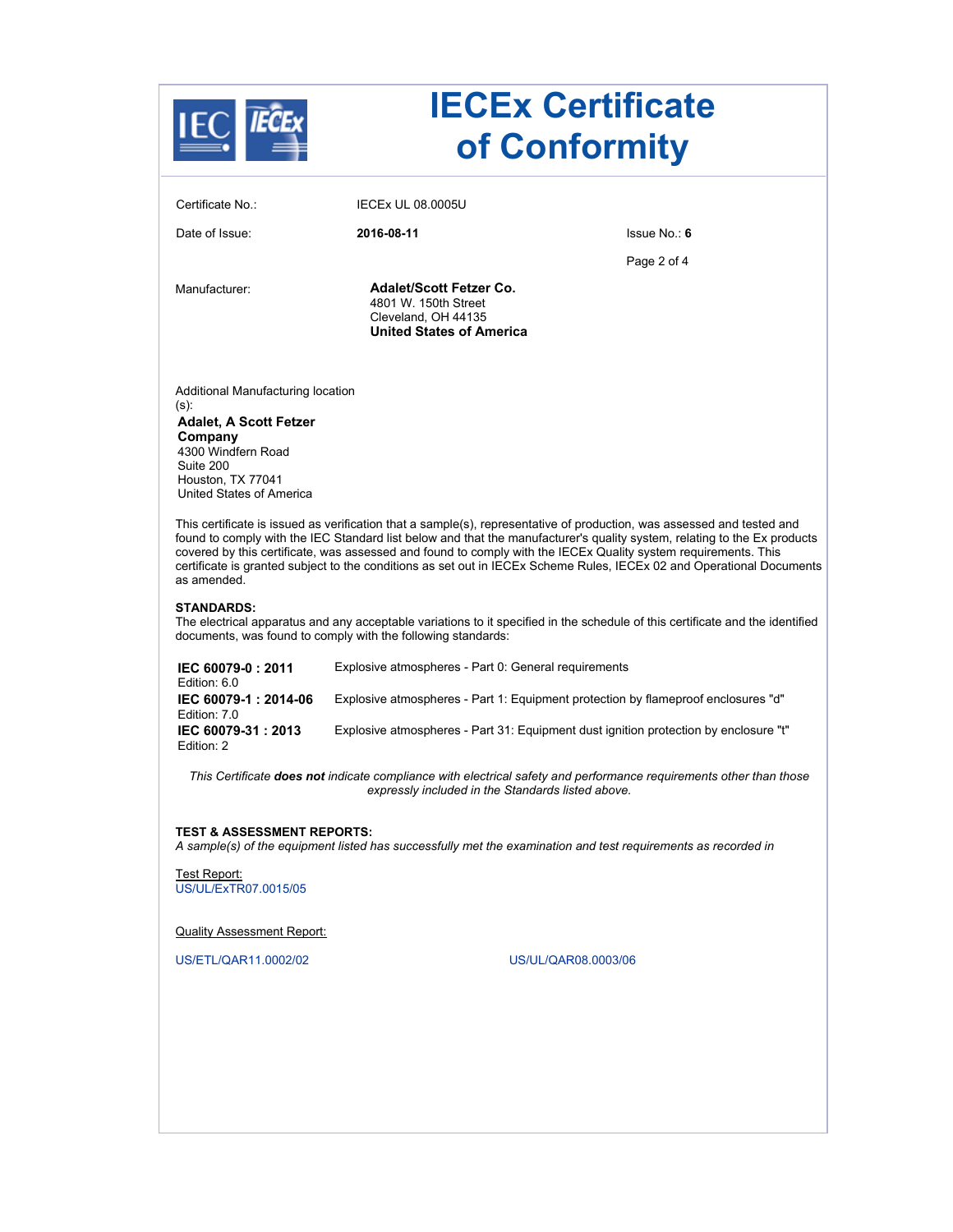# IECEx Certificate of Conformity

| | | |
|---|---|---|
| Certificate No.: | IECEx UL 08.0005U | |
| Date of Issue: | **2016-08-11** | Issue No.: **6** |

Manufacturer:

**Adalet/Scott Fetzer Co.**
4801 W. 150th Street
Cleveland, OH 44135
**United States of America**

Additional Manufacturing location (s):

**Adalet, A Scott Fetzer Company**
4300 Windfern Road
Suite 200
Houston, TX 77041
United States of America

This certificate is issued as verification that a sample(s), representative of production, was assessed and tested and found to comply with the IEC Standard list below and that the manufacturer's quality system, relating to the Ex products covered by this certificate, was assessed and found to comply with the IECEx Quality system requirements. This certificate is granted subject to the conditions as set out in IECEx Scheme Rules, IECEx 02 and Operational Documents as amended.

**STANDARDS:**
The electrical apparatus and any acceptable variations to it specified in the schedule of this certificate and the identified documents, was found to comply with the following standards:

| | |
|---|---|
| **IEC 60079-0 : 2011** Edition: 6.0 | Explosive atmospheres - Part 0: General requirements |
| **IEC 60079-1 : 2014-06** Edition: 7.0 | Explosive atmospheres - Part 1: Equipment protection by flameproof enclosures "d" |
| **IEC 60079-31 : 2013** Edition: 2 | Explosive atmospheres - Part 31: Equipment dust ignition protection by enclosure "t" |

*This Certificate* ***does not*** *indicate compliance with electrical safety and performance requirements other than those expressly included in the Standards listed above.*

**TEST & ASSESSMENT REPORTS:**
*A sample(s) of the equipment listed has successfully met the examination and test requirements as recorded in*

Test Report:
US/UL/ExTR07.0015/05

Quality Assessment Report:

US/ETL/QAR11.0002/02

US/UL/QAR08.0003/06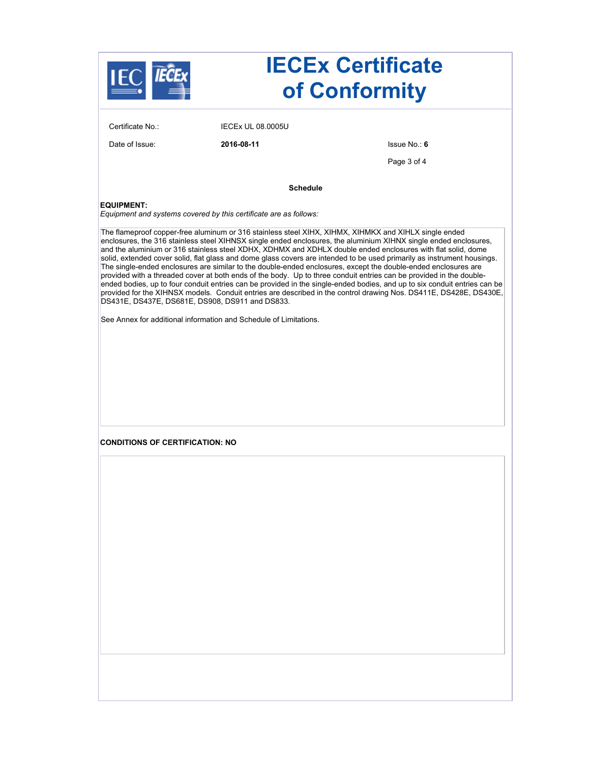# IECEx Certificate of Conformity

Certificate No.: IECEx UL 08.0005U

Date of Issue: **2016-08-11**

Issue No.: **6**

**Schedule**

**EQUIPMENT:**

*Equipment and systems covered by this certificate are as follows:*

The flameproof copper-free aluminum or 316 stainless steel XIHX, XIHMX, XIHMKX and XIHLX single ended enclosures, the 316 stainless steel XIHNSX single ended enclosures, the aluminium XIHNX single ended enclosures, and the aluminium or 316 stainless steel XDHX, XDHMX and XDHLX double ended enclosures with flat solid, dome solid, extended cover solid, flat glass and dome glass covers are intended to be used primarily as instrument housings. The single-ended enclosures are similar to the double-ended enclosures, except the double-ended enclosures are provided with a threaded cover at both ends of the body. Up to three conduit entries can be provided in the double-ended bodies, up to four conduit entries can be provided in the single-ended bodies, and up to six conduit entries can be provided for the XIHNSX models. Conduit entries are described in the control drawing Nos. DS411E, DS428E, DS430E, DS431E, DS437E, DS681E, DS908, DS911 and DS833.

See Annex for additional information and Schedule of Limitations.

**CONDITIONS OF CERTIFICATION: NO**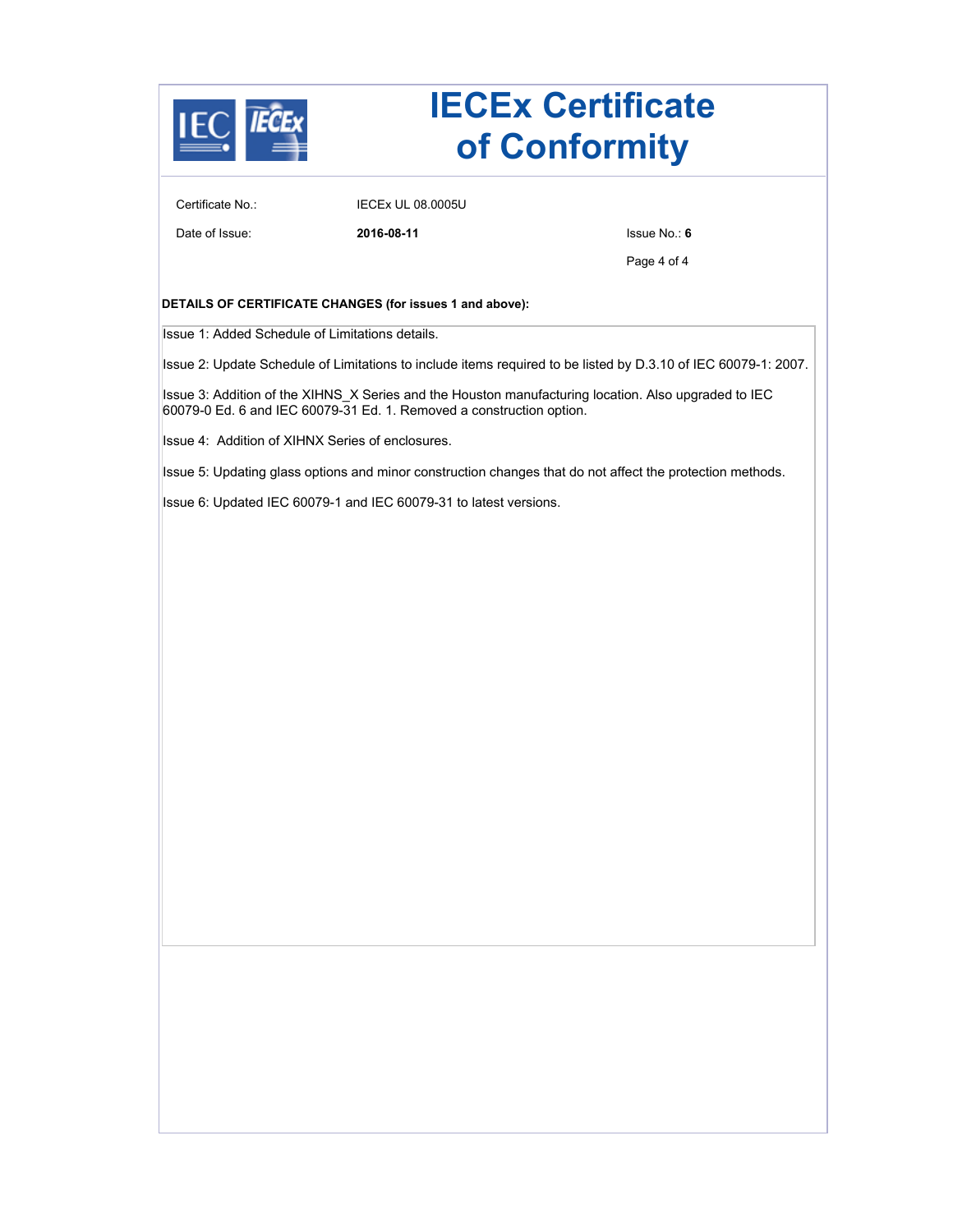# IECEx Certificate of Conformity

Certificate No.: IECEx UL 08.0005U

Date of Issue: **2016-08-11**

Issue No.: **6**

**DETAILS OF CERTIFICATE CHANGES (for issues 1 and above):**

Issue 1: Added Schedule of Limitations details.

Issue 2: Update Schedule of Limitations to include items required to be listed by D.3.10 of IEC 60079-1: 2007.

Issue 3: Addition of the XIHNS_X Series and the Houston manufacturing location. Also upgraded to IEC 60079-0 Ed. 6 and IEC 60079-31 Ed. 1. Removed a construction option.

Issue 4: Addition of XIHNX Series of enclosures.

Issue 5: Updating glass options and minor construction changes that do not affect the protection methods.

Issue 6: Updated IEC 60079-1 and IEC 60079-31 to latest versions.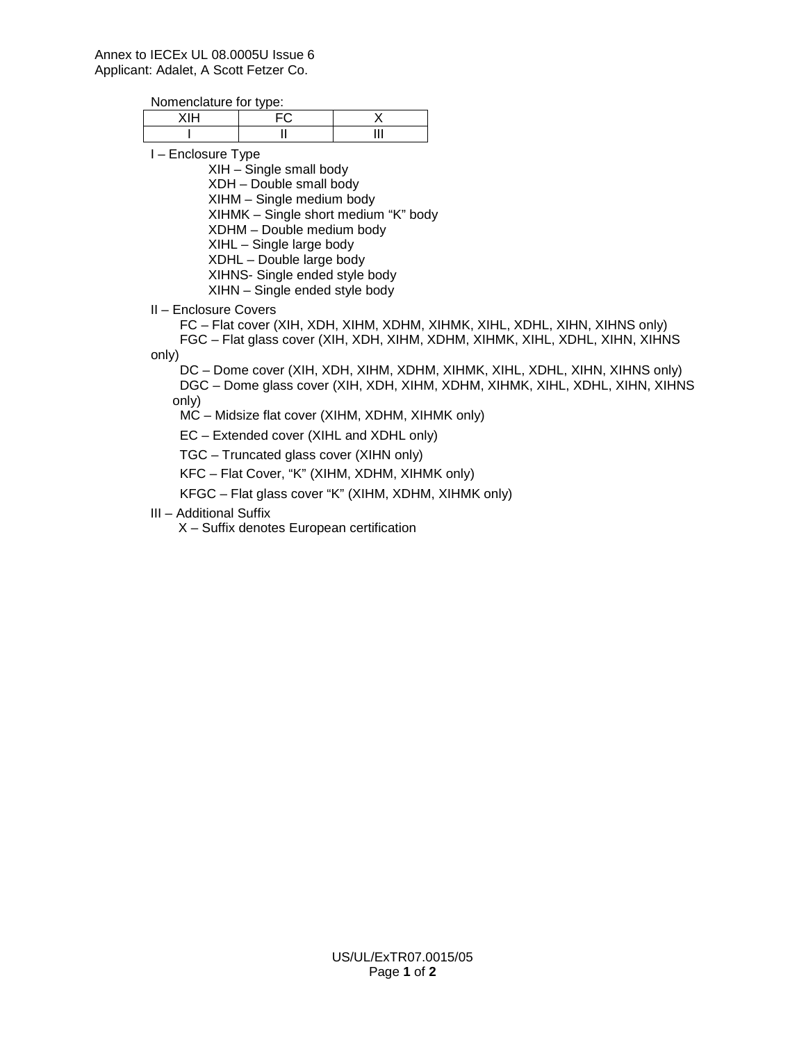Annex to IECEx UL 08.0005U Issue 6
Applicant: Adalet, A Scott Fetzer Co.

Nomenclature for type:

| XIH | FC | X |
|---|---|---|
| I | II | III |

I – Enclosure Type

- XIH – Single small body
- XDH – Double small body
- XIHM – Single medium body
- XIHMK – Single short medium "K" body
- XDHM – Double medium body
- XIHL – Single large body
- XDHL – Double large body
- XIHNS- Single ended style body
- XIHN – Single ended style body

II – Enclosure Covers

- FC – Flat cover (XIH, XDH, XIHM, XDHM, XIHMK, XIHL, XDHL, XIHN, XIHNS only)
- FGC – Flat glass cover (XIH, XDH, XIHM, XDHM, XIHMK, XIHL, XDHL, XIHN, XIHNS only)
- DC – Dome cover (XIH, XDH, XIHM, XDHM, XIHMK, XIHL, XDHL, XIHN, XIHNS only)
- DGC – Dome glass cover (XIH, XDH, XIHM, XDHM, XIHMK, XIHL, XDHL, XIHN, XIHNS only)
- MC – Midsize flat cover (XIHM, XDHM, XIHMK only)
- EC – Extended cover (XIHL and XDHL only)
- TGC – Truncated glass cover (XIHN only)
- KFC – Flat Cover, "K" (XIHM, XDHM, XIHMK only)
- KFGC – Flat glass cover "K" (XIHM, XDHM, XIHMK only)

III – Additional Suffix

- X – Suffix denotes European certification

US/UL/ExTR07.0015/05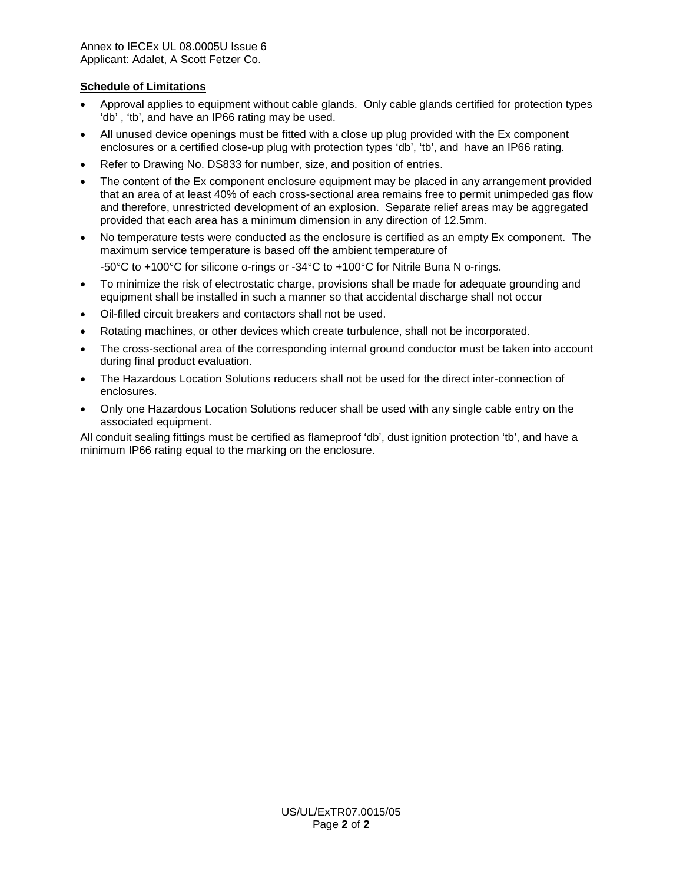Annex to IECEx UL 08.0005U Issue 6
Applicant: Adalet, A Scott Fetzer Co.

**Schedule of Limitations**

- Approval applies to equipment without cable glands. Only cable glands certified for protection types 'db' , 'tb', and have an IP66 rating may be used.
- All unused device openings must be fitted with a close up plug provided with the Ex component enclosures or a certified close-up plug with protection types 'db', 'tb', and have an IP66 rating.
- Refer to Drawing No. DS833 for number, size, and position of entries.
- The content of the Ex component enclosure equipment may be placed in any arrangement provided that an area of at least 40% of each cross-sectional area remains free to permit unimpeded gas flow and therefore, unrestricted development of an explosion. Separate relief areas may be aggregated provided that each area has a minimum dimension in any direction of 12.5mm.
- No temperature tests were conducted as the enclosure is certified as an empty Ex component. The maximum service temperature is based off the ambient temperature of

  -50°C to +100°C for silicone o-rings or -34°C to +100°C for Nitrile Buna N o-rings.
- To minimize the risk of electrostatic charge, provisions shall be made for adequate grounding and equipment shall be installed in such a manner so that accidental discharge shall not occur
- Oil-filled circuit breakers and contactors shall not be used.
- Rotating machines, or other devices which create turbulence, shall not be incorporated.
- The cross-sectional area of the corresponding internal ground conductor must be taken into account during final product evaluation.
- The Hazardous Location Solutions reducers shall not be used for the direct inter-connection of enclosures.
- Only one Hazardous Location Solutions reducer shall be used with any single cable entry on the associated equipment.

All conduit sealing fittings must be certified as flameproof 'db', dust ignition protection 'tb', and have a minimum IP66 rating equal to the marking on the enclosure.

US/UL/ExTR07.0015/05